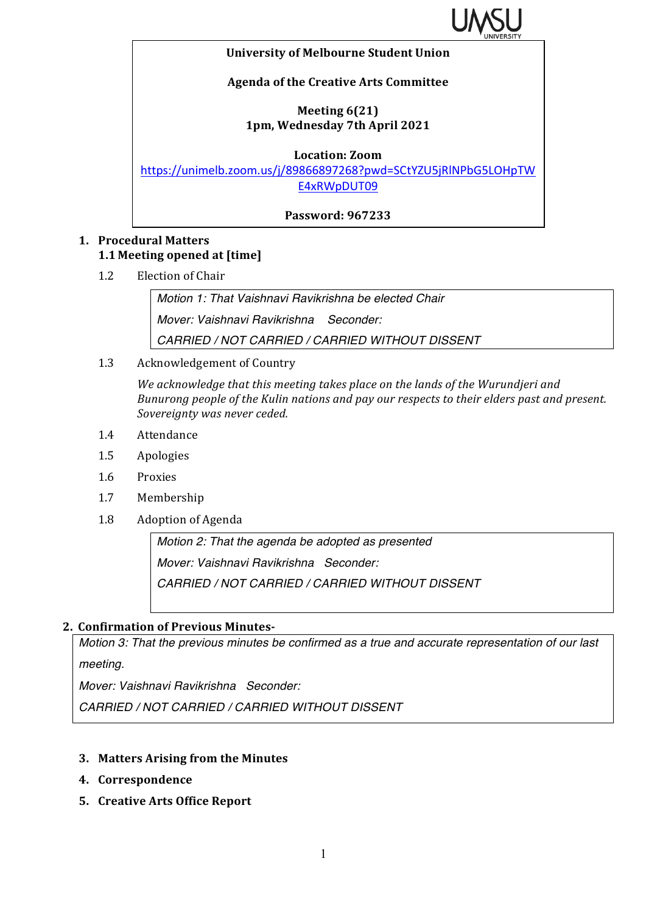**University of Melbourne Student Union**

**Agenda of the Creative Arts Committee**

**Meeting 6(21)**
**1pm, Wednesday 7th April 2021**

**Location: Zoom**
https://unimelb.zoom.us/j/89866897268?pwd=SCtYZU5jRlNPbG5LOHpTWE4xRWpDUT09

**Password: 967233**

1. **Procedural Matters**
   **1.1 Meeting opened at [time]**

   1.2 Election of Chair

   > *Motion 1: That Vaishnavi Ravikrishna be elected Chair*
   >
   > *Mover: Vaishnavi Ravikrishna Seconder:*
   >
   > *CARRIED / NOT CARRIED / CARRIED WITHOUT DISSENT*

   1.3 Acknowledgement of Country

   *We acknowledge that this meeting takes place on the lands of the Wurundjeri and Bunurong people of the Kulin nations and pay our respects to their elders past and present. Sovereignty was never ceded.*

   1.4 Attendance

   1.5 Apologies

   1.6 Proxies

   1.7 Membership

   1.8 Adoption of Agenda

   > *Motion 2: That the agenda be adopted as presented*
   >
   > *Mover: Vaishnavi Ravikrishna Seconder:*
   >
   > *CARRIED / NOT CARRIED / CARRIED WITHOUT DISSENT*

2. **Confirmation of Previous Minutes-**

   > *Motion 3: That the previous minutes be confirmed as a true and accurate representation of our last meeting.*
   >
   > *Mover: Vaishnavi Ravikrishna Seconder:*
   >
   > *CARRIED / NOT CARRIED / CARRIED WITHOUT DISSENT*

3. **Matters Arising from the Minutes**
4. **Correspondence**
5. **Creative Arts Office Report**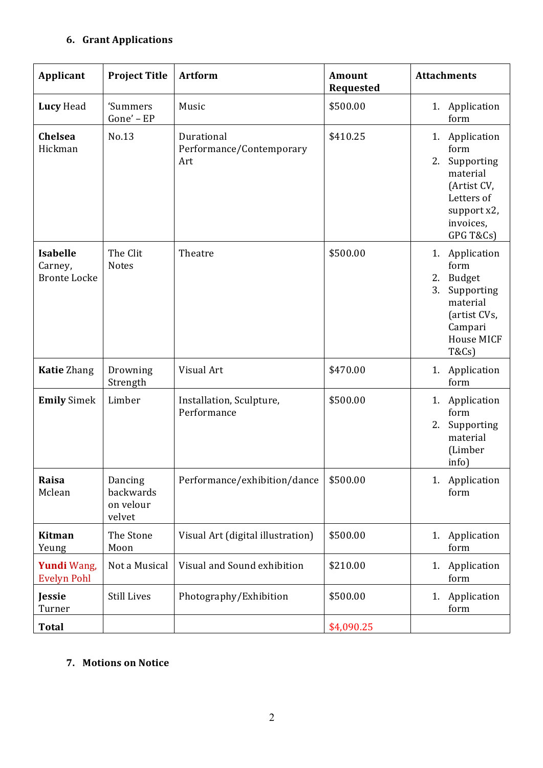## 6. Grant Applications

| Applicant | Project Title | Artform | Amount Requested | Attachments |
|---|---|---|---|---|
| **Lucy** Head | 'Summers Gone' – EP | Music | $500.00 | 1. Application form |
| **Chelsea** Hickman | No.13 | Durational Performance/Contemporary Art | $410.25 | 1. Application form 2. Supporting material (Artist CV, Letters of support x2, invoices, GPG T&Cs) |
| **Isabelle** Carney, Bronte Locke | The Clit Notes | Theatre | $500.00 | 1. Application form 2. Budget 3. Supporting material (artist CVs, Campari House MICF T&Cs) |
| **Katie** Zhang | Drowning Strength | Visual Art | $470.00 | 1. Application form |
| **Emily** Simek | Limber | Installation, Sculpture, Performance | $500.00 | 1. Application form 2. Supporting material (Limber info) |
| **Raisa** Mclean | Dancing backwards on velour velvet | Performance/exhibition/dance | $500.00 | 1. Application form |
| **Kitman** Yeung | The Stone Moon | Visual Art (digital illustration) | $500.00 | 1. Application form |
| **Yundi** Wang, Evelyn Pohl | Not a Musical | Visual and Sound exhibition | $210.00 | 1. Application form |
| **Jessie** Turner | Still Lives | Photography/Exhibition | $500.00 | 1. Application form |
| **Total** | | | $4,090.25 | |

## 7. Motions on Notice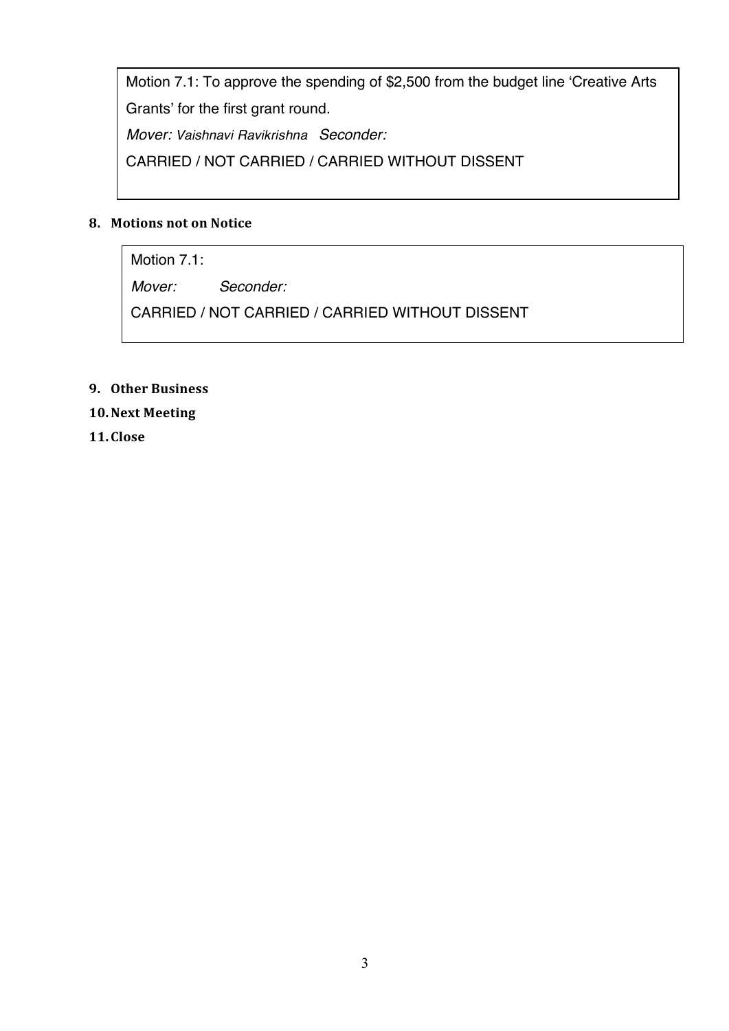Motion 7.1: To approve the spending of $2,500 from the budget line ‘Creative Arts Grants’ for the first grant round.

*Mover:* *Vaishnavi Ravikrishna* *Seconder:*

CARRIED / NOT CARRIED / CARRIED WITHOUT DISSENT

## 8. Motions not on Notice

Motion 7.1:

*Mover:* *Seconder:*

CARRIED / NOT CARRIED / CARRIED WITHOUT DISSENT

## 9. Other Business

## 10. Next Meeting

## 11. Close